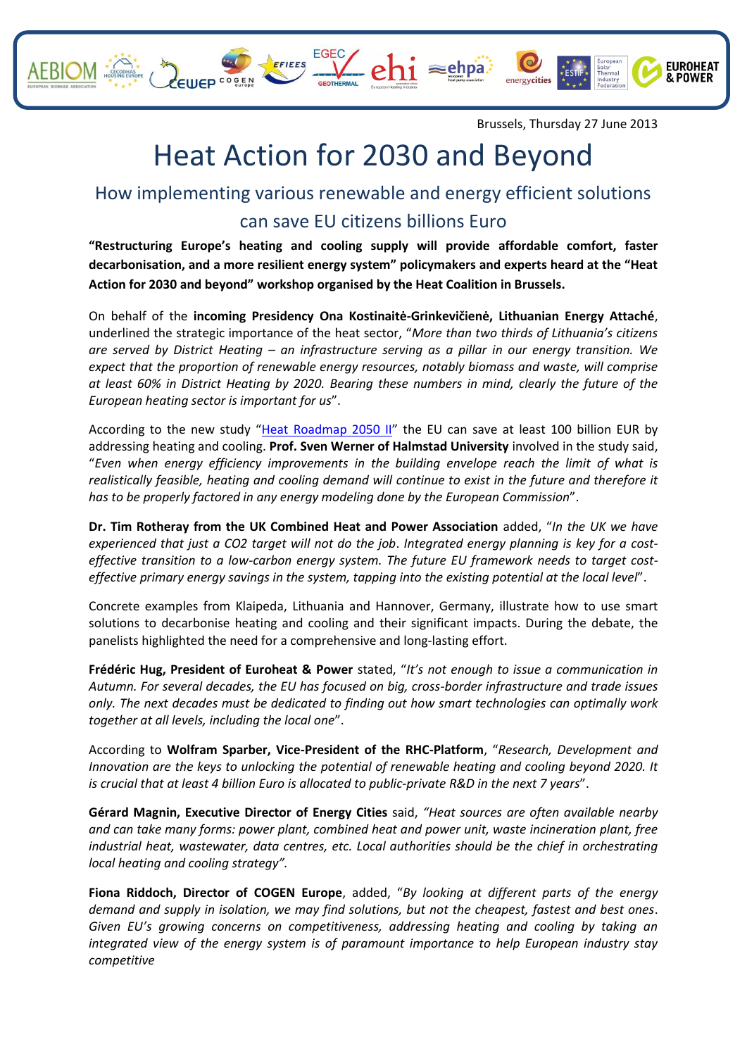Brussels, Thursday 27 June 2013

# Heat Action for 2030 and Beyond

## How implementing various renewable and energy efficient solutions can save EU citizens billions Euro

**"Restructuring Europe's heating and cooling supply will provide affordable comfort, faster decarbonisation, and a more resilient energy system" policymakers and experts heard at the "Heat Action for 2030 and beyond" workshop organised by the Heat Coalition in Brussels.**

On behalf of the **incoming Presidency Ona Kostinaitė-Grinkevičienė, Lithuanian Energy Attaché**, underlined the strategic importance of the heat sector, "*More than two thirds of Lithuania's citizens are served by District Heating – an infrastructure serving as a pillar in our energy transition. We expect that the proportion of renewable energy resources, notably biomass and waste, will comprise at least 60% in District Heating by 2020. Bearing these numbers in mind, clearly the future of the European heating sector is important for us*".

According to the new study "Heat Roadmap 2050 II" the EU can save at least 100 billion EUR by addressing heating and cooling. **Prof. Sven Werner of Halmstad University** involved in the study said, "*Even when energy efficiency improvements in the building envelope reach the limit of what is realistically feasible, heating and cooling demand will continue to exist in the future and therefore it has to be properly factored in any energy modeling done by the European Commission*".

**Dr. Tim Rotheray from the UK Combined Heat and Power Association** added, "*In the UK we have experienced that just a CO2 target will not do the job. Integrated energy planning is key for a cost-effective transition to a low-carbon energy system. The future EU framework needs to target cost-effective primary energy savings in the system, tapping into the existing potential at the local level*".

Concrete examples from Klaipeda, Lithuania and Hannover, Germany, illustrate how to use smart solutions to decarbonise heating and cooling and their significant impacts. During the debate, the panelists highlighted the need for a comprehensive and long-lasting effort.

**Frédéric Hug, President of Euroheat & Power** stated, "*It's not enough to issue a communication in Autumn. For several decades, the EU has focused on big, cross-border infrastructure and trade issues only. The next decades must be dedicated to finding out how smart technologies can optimally work together at all levels, including the local one*".

According to **Wolfram Sparber, Vice-President of the RHC-Platform**, "*Research, Development and Innovation are the keys to unlocking the potential of renewable heating and cooling beyond 2020. It is crucial that at least 4 billion Euro is allocated to public-private R&D in the next 7 years*".

**Gérard Magnin, Executive Director of Energy Cities** said, *"Heat sources are often available nearby and can take many forms: power plant, combined heat and power unit, waste incineration plant, free industrial heat, wastewater, data centres, etc. Local authorities should be the chief in orchestrating local heating and cooling strategy".*

**Fiona Riddoch, Director of COGEN Europe**, added, "*By looking at different parts of the energy demand and supply in isolation, we may find solutions, but not the cheapest, fastest and best ones. Given EU's growing concerns on competitiveness, addressing heating and cooling by taking an integrated view of the energy system is of paramount importance to help European industry stay competitive*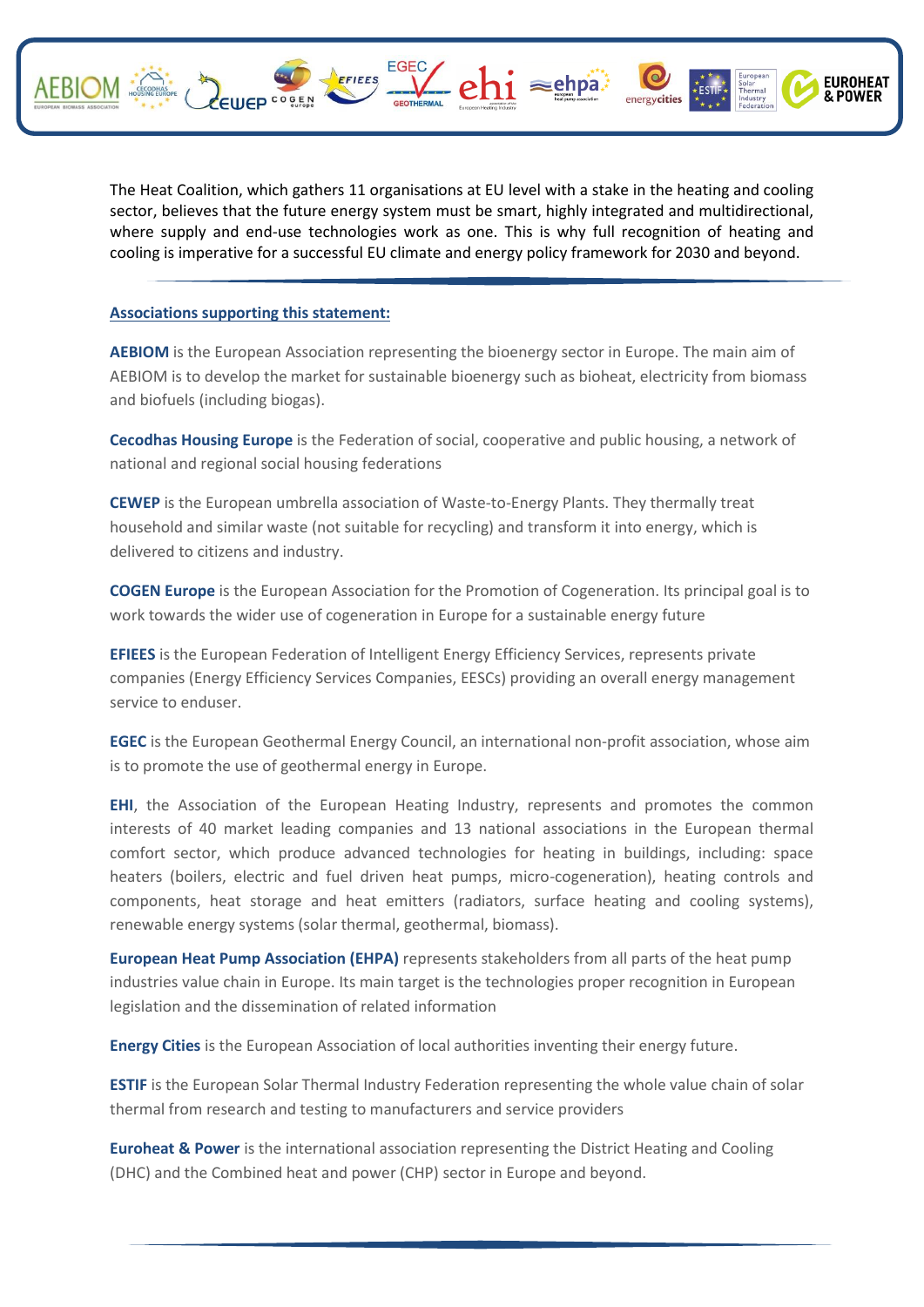The Heat Coalition, which gathers 11 organisations at EU level with a stake in the heating and cooling sector, believes that the future energy system must be smart, highly integrated and multidirectional, where supply and end-use technologies work as one. This is why full recognition of heating and cooling is imperative for a successful EU climate and energy policy framework for 2030 and beyond.

**Associations supporting this statement:**

**AEBIOM** is the European Association representing the bioenergy sector in Europe. The main aim of AEBIOM is to develop the market for sustainable bioenergy such as bioheat, electricity from biomass and biofuels (including biogas).

**Cecodhas Housing Europe** is the Federation of social, cooperative and public housing, a network of national and regional social housing federations

**CEWEP** is the European umbrella association of Waste-to-Energy Plants. They thermally treat household and similar waste (not suitable for recycling) and transform it into energy, which is delivered to citizens and industry.

**COGEN Europe** is the European Association for the Promotion of Cogeneration. Its principal goal is to work towards the wider use of cogeneration in Europe for a sustainable energy future

**EFIEES** is the European Federation of Intelligent Energy Efficiency Services, represents private companies (Energy Efficiency Services Companies, EESCs) providing an overall energy management service to enduser.

**EGEC** is the European Geothermal Energy Council, an international non-profit association, whose aim is to promote the use of geothermal energy in Europe.

**EHI**, the Association of the European Heating Industry, represents and promotes the common interests of 40 market leading companies and 13 national associations in the European thermal comfort sector, which produce advanced technologies for heating in buildings, including: space heaters (boilers, electric and fuel driven heat pumps, micro-cogeneration), heating controls and components, heat storage and heat emitters (radiators, surface heating and cooling systems), renewable energy systems (solar thermal, geothermal, biomass).

**European Heat Pump Association (EHPA)** represents stakeholders from all parts of the heat pump industries value chain in Europe. Its main target is the technologies proper recognition in European legislation and the dissemination of related information

**Energy Cities** is the European Association of local authorities inventing their energy future.

**ESTIF** is the European Solar Thermal Industry Federation representing the whole value chain of solar thermal from research and testing to manufacturers and service providers

**Euroheat & Power** is the international association representing the District Heating and Cooling (DHC) and the Combined heat and power (CHP) sector in Europe and beyond.